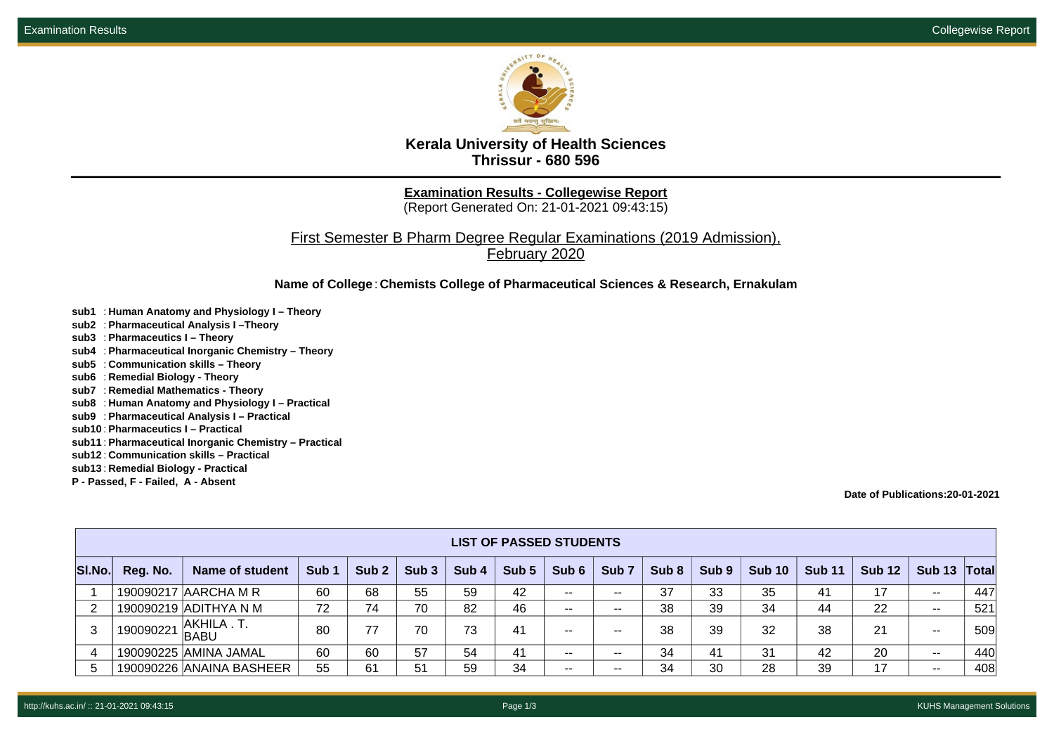# Kerala University of Health Sciences
## Thrissur - 680 596

**Examination Results - Collegewise Report**
(Report Generated On: 21-01-2021 09:43:15)

First Semester B Pharm Degree Regular Examinations (2019 Admission), February 2020

**Name of College** : **Chemists College of Pharmaceutical Sciences & Research, Ernakulam**

**sub1** : **Human Anatomy and Physiology I – Theory**
**sub2** : **Pharmaceutical Analysis I –Theory**
**sub3** : **Pharmaceutics I – Theory**
**sub4** : **Pharmaceutical Inorganic Chemistry – Theory**
**sub5** : **Communication skills – Theory**
**sub6** : **Remedial Biology - Theory**
**sub7** : **Remedial Mathematics - Theory**
**sub8** : **Human Anatomy and Physiology I – Practical**
**sub9** : **Pharmaceutical Analysis I – Practical**
**sub10** : **Pharmaceutics I – Practical**
**sub11** : **Pharmaceutical Inorganic Chemistry – Practical**
**sub12** : **Communication skills – Practical**
**sub13** : **Remedial Biology - Practical**
**P - Passed, F - Failed, A - Absent**

**Date of Publications:20-01-2021**

| LIST OF PASSED STUDENTS | | | | | | | | | | | | | | | | |
|---|---|---|---|---|---|---|---|---|---|---|---|---|---|---|---|---|
| Sl.No. | Reg. No. | Name of student | Sub 1 | Sub 2 | Sub 3 | Sub 4 | Sub 5 | Sub 6 | Sub 7 | Sub 8 | Sub 9 | Sub 10 | Sub 11 | Sub 12 | Sub 13 | Total |
| 1 | 190090217 | AARCHA M R | 60 | 68 | 55 | 59 | 42 | -- | -- | 37 | 33 | 35 | 41 | 17 | -- | 447 |
| 2 | 190090219 | ADITHYA N M | 72 | 74 | 70 | 82 | 46 | -- | -- | 38 | 39 | 34 | 44 | 22 | -- | 521 |
| 3 | 190090221 | AKHILA . T. BABU | 80 | 77 | 70 | 73 | 41 | -- | -- | 38 | 39 | 32 | 38 | 21 | -- | 509 |
| 4 | 190090225 | AMINA JAMAL | 60 | 60 | 57 | 54 | 41 | -- | -- | 34 | 41 | 31 | 42 | 20 | -- | 440 |
| 5 | 190090226 | ANAINA BASHEER | 55 | 61 | 51 | 59 | 34 | -- | -- | 34 | 30 | 28 | 39 | 17 | -- | 408 |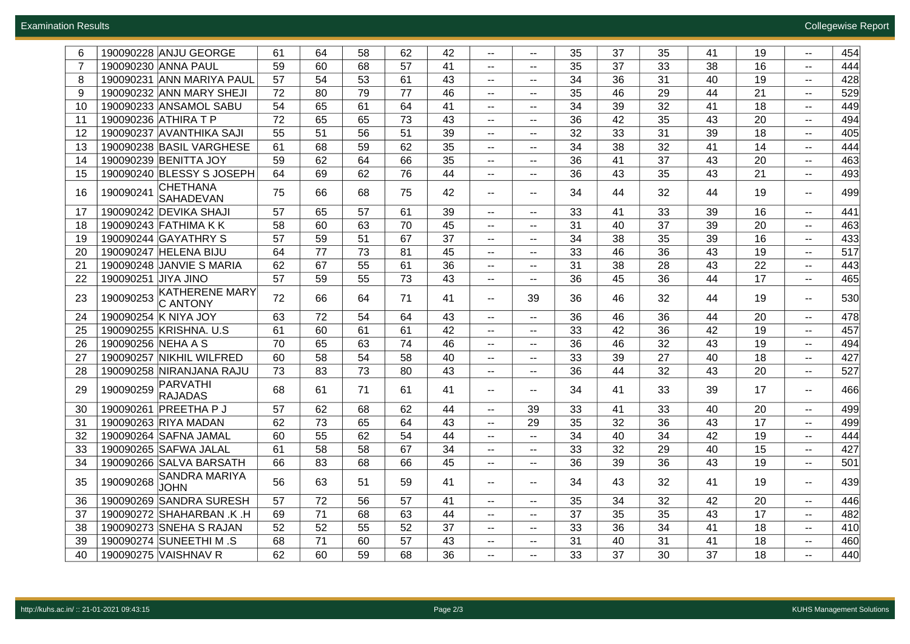| | | | | | | | | | | | | | | | |
|---|---|---|---|---|---|---|---|---|---|---|---|---|---|---|---|
| 6 | 190090228 | ANJU GEORGE | 61 | 64 | 58 | 62 | 42 | -- | -- | 35 | 37 | 35 | 41 | 19 | -- | 454 |
| 7 | 190090230 | ANNA PAUL | 59 | 60 | 68 | 57 | 41 | -- | -- | 35 | 37 | 33 | 38 | 16 | -- | 444 |
| 8 | 190090231 | ANN MARIYA PAUL | 57 | 54 | 53 | 61 | 43 | -- | -- | 34 | 36 | 31 | 40 | 19 | -- | 428 |
| 9 | 190090232 | ANN MARY SHEJI | 72 | 80 | 79 | 77 | 46 | -- | -- | 35 | 46 | 29 | 44 | 21 | -- | 529 |
| 10 | 190090233 | ANSAMOL SABU | 54 | 65 | 61 | 64 | 41 | -- | -- | 34 | 39 | 32 | 41 | 18 | -- | 449 |
| 11 | 190090236 | ATHIRA T P | 72 | 65 | 65 | 73 | 43 | -- | -- | 36 | 42 | 35 | 43 | 20 | -- | 494 |
| 12 | 190090237 | AVANTHIKA SAJI | 55 | 51 | 56 | 51 | 39 | -- | -- | 32 | 33 | 31 | 39 | 18 | -- | 405 |
| 13 | 190090238 | BASIL VARGHESE | 61 | 68 | 59 | 62 | 35 | -- | -- | 34 | 38 | 32 | 41 | 14 | -- | 444 |
| 14 | 190090239 | BENITTA JOY | 59 | 62 | 64 | 66 | 35 | -- | -- | 36 | 41 | 37 | 43 | 20 | -- | 463 |
| 15 | 190090240 | BLESSY S JOSEPH | 64 | 69 | 62 | 76 | 44 | -- | -- | 36 | 43 | 35 | 43 | 21 | -- | 493 |
| 16 | 190090241 | CHETHANA SAHADEVAN | 75 | 66 | 68 | 75 | 42 | -- | -- | 34 | 44 | 32 | 44 | 19 | -- | 499 |
| 17 | 190090242 | DEVIKA SHAJI | 57 | 65 | 57 | 61 | 39 | -- | -- | 33 | 41 | 33 | 39 | 16 | -- | 441 |
| 18 | 190090243 | FATHIMA K K | 58 | 60 | 63 | 70 | 45 | -- | -- | 31 | 40 | 37 | 39 | 20 | -- | 463 |
| 19 | 190090244 | GAYATHRY S | 57 | 59 | 51 | 67 | 37 | -- | -- | 34 | 38 | 35 | 39 | 16 | -- | 433 |
| 20 | 190090247 | HELENA BIJU | 64 | 77 | 73 | 81 | 45 | -- | -- | 33 | 46 | 36 | 43 | 19 | -- | 517 |
| 21 | 190090248 | JANVIE S MARIA | 62 | 67 | 55 | 61 | 36 | -- | -- | 31 | 38 | 28 | 43 | 22 | -- | 443 |
| 22 | 190090251 | JIYA JINO | 57 | 59 | 55 | 73 | 43 | -- | -- | 36 | 45 | 36 | 44 | 17 | -- | 465 |
| 23 | 190090253 | KATHERENE MARY C ANTONY | 72 | 66 | 64 | 71 | 41 | -- | 39 | 36 | 46 | 32 | 44 | 19 | -- | 530 |
| 24 | 190090254 | K NIYA JOY | 63 | 72 | 54 | 64 | 43 | -- | -- | 36 | 46 | 36 | 44 | 20 | -- | 478 |
| 25 | 190090255 | KRISHNA. U.S | 61 | 60 | 61 | 61 | 42 | -- | -- | 33 | 42 | 36 | 42 | 19 | -- | 457 |
| 26 | 190090256 | NEHA A S | 70 | 65 | 63 | 74 | 46 | -- | -- | 36 | 46 | 32 | 43 | 19 | -- | 494 |
| 27 | 190090257 | NIKHIL WILFRED | 60 | 58 | 54 | 58 | 40 | -- | -- | 33 | 39 | 27 | 40 | 18 | -- | 427 |
| 28 | 190090258 | NIRANJANA RAJU | 73 | 83 | 73 | 80 | 43 | -- | -- | 36 | 44 | 32 | 43 | 20 | -- | 527 |
| 29 | 190090259 | PARVATHI RAJADAS | 68 | 61 | 71 | 61 | 41 | -- | -- | 34 | 41 | 33 | 39 | 17 | -- | 466 |
| 30 | 190090261 | PREETHA P J | 57 | 62 | 68 | 62 | 44 | -- | 39 | 33 | 41 | 33 | 40 | 20 | -- | 499 |
| 31 | 190090263 | RIYA MADAN | 62 | 73 | 65 | 64 | 43 | -- | 29 | 35 | 32 | 36 | 43 | 17 | -- | 499 |
| 32 | 190090264 | SAFNA JAMAL | 60 | 55 | 62 | 54 | 44 | -- | -- | 34 | 40 | 34 | 42 | 19 | -- | 444 |
| 33 | 190090265 | SAFWA JALAL | 61 | 58 | 58 | 67 | 34 | -- | -- | 33 | 32 | 29 | 40 | 15 | -- | 427 |
| 34 | 190090266 | SALVA BARSATH | 66 | 83 | 68 | 66 | 45 | -- | -- | 36 | 39 | 36 | 43 | 19 | -- | 501 |
| 35 | 190090268 | SANDRA MARIYA JOHN | 56 | 63 | 51 | 59 | 41 | -- | -- | 34 | 43 | 32 | 41 | 19 | -- | 439 |
| 36 | 190090269 | SANDRA SURESH | 57 | 72 | 56 | 57 | 41 | -- | -- | 35 | 34 | 32 | 42 | 20 | -- | 446 |
| 37 | 190090272 | SHAHARBAN .K .H | 69 | 71 | 68 | 63 | 44 | -- | -- | 37 | 35 | 35 | 43 | 17 | -- | 482 |
| 38 | 190090273 | SNEHA S RAJAN | 52 | 52 | 55 | 52 | 37 | -- | -- | 33 | 36 | 34 | 41 | 18 | -- | 410 |
| 39 | 190090274 | SUNEETHI M .S | 68 | 71 | 60 | 57 | 43 | -- | -- | 31 | 40 | 31 | 41 | 18 | -- | 460 |
| 40 | 190090275 | VAISHNAV R | 62 | 60 | 59 | 68 | 36 | -- | -- | 33 | 37 | 30 | 37 | 18 | -- | 440 |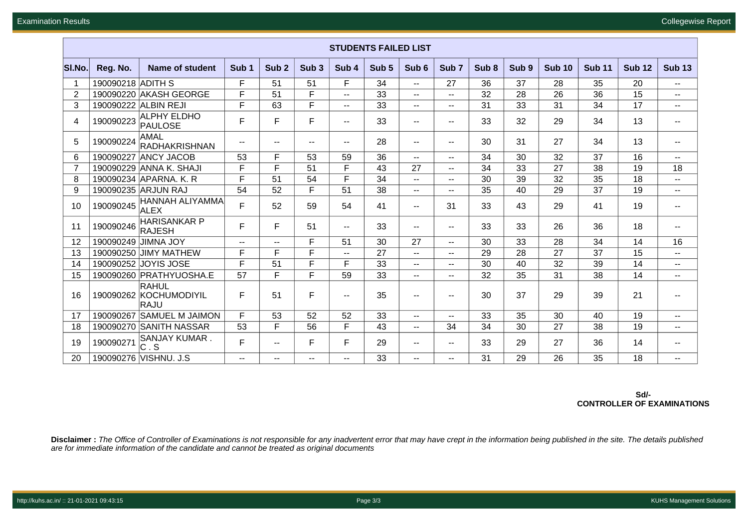## STUDENTS FAILED LIST

| Sl.No. | Reg. No. | Name of student | Sub 1 | Sub 2 | Sub 3 | Sub 4 | Sub 5 | Sub 6 | Sub 7 | Sub 8 | Sub 9 | Sub 10 | Sub 11 | Sub 12 | Sub 13 |
|---|---|---|---|---|---|---|---|---|---|---|---|---|---|---|---|
| 1 | 190090218 | ADITH S | F | 51 | 51 | F | 34 | -- | 27 | 36 | 37 | 28 | 35 | 20 | -- |
| 2 | 190090220 | AKASH GEORGE | F | 51 | F | -- | 33 | -- | -- | 32 | 28 | 26 | 36 | 15 | -- |
| 3 | 190090222 | ALBIN REJI | F | 63 | F | -- | 33 | -- | -- | 31 | 33 | 31 | 34 | 17 | -- |
| 4 | 190090223 | ALPHY ELDHO PAULOSE | F | F | F | -- | 33 | -- | -- | 33 | 32 | 29 | 34 | 13 | -- |
| 5 | 190090224 | AMAL RADHAKRISHNAN | -- | -- | -- | -- | 28 | -- | -- | 30 | 31 | 27 | 34 | 13 | -- |
| 6 | 190090227 | ANCY JACOB | 53 | F | 53 | 59 | 36 | -- | -- | 34 | 30 | 32 | 37 | 16 | -- |
| 7 | 190090229 | ANNA K. SHAJI | F | F | 51 | F | 43 | 27 | -- | 34 | 33 | 27 | 38 | 19 | 18 |
| 8 | 190090234 | APARNA. K. R | F | 51 | 54 | F | 34 | -- | -- | 30 | 39 | 32 | 35 | 18 | -- |
| 9 | 190090235 | ARJUN RAJ | 54 | 52 | F | 51 | 38 | -- | -- | 35 | 40 | 29 | 37 | 19 | -- |
| 10 | 190090245 | HANNAH ALIYAMMA ALEX | F | 52 | 59 | 54 | 41 | -- | 31 | 33 | 43 | 29 | 41 | 19 | -- |
| 11 | 190090246 | HARISANKAR P RAJESH | F | F | 51 | -- | 33 | -- | -- | 33 | 33 | 26 | 36 | 18 | -- |
| 12 | 190090249 | JIMNA JOY | -- | -- | F | 51 | 30 | 27 | -- | 30 | 33 | 28 | 34 | 14 | 16 |
| 13 | 190090250 | JIMY MATHEW | F | F | F | -- | 27 | -- | -- | 29 | 28 | 27 | 37 | 15 | -- |
| 14 | 190090252 | JOYIS JOSE | F | 51 | F | F | 33 | -- | -- | 30 | 40 | 32 | 39 | 14 | -- |
| 15 | 190090260 | PRATHYUOSHA.E | 57 | F | F | 59 | 33 | -- | -- | 32 | 35 | 31 | 38 | 14 | -- |
| 16 | 190090262 | RAHUL KOCHUMODIYIL RAJU | F | 51 | F | -- | 35 | -- | -- | 30 | 37 | 29 | 39 | 21 | -- |
| 17 | 190090267 | SAMUEL M JAIMON | F | 53 | 52 | 52 | 33 | -- | -- | 33 | 35 | 30 | 40 | 19 | -- |
| 18 | 190090270 | SANITH NASSAR | 53 | F | 56 | F | 43 | -- | 34 | 34 | 30 | 27 | 38 | 19 | -- |
| 19 | 190090271 | SANJAY KUMAR . C . S | F | -- | F | F | 29 | -- | -- | 33 | 29 | 27 | 36 | 14 | -- |
| 20 | 190090276 | VISHNU. J.S | -- | -- | -- | -- | 33 | -- | -- | 31 | 29 | 26 | 35 | 18 | -- |

**Sd/-**
**CONTROLLER OF EXAMINATIONS**

**Disclaimer :** *The Office of Controller of Examinations is not responsible for any inadvertent error that may have crept in the information being published in the site. The details published are for immediate information of the candidate and cannot be treated as original documents*